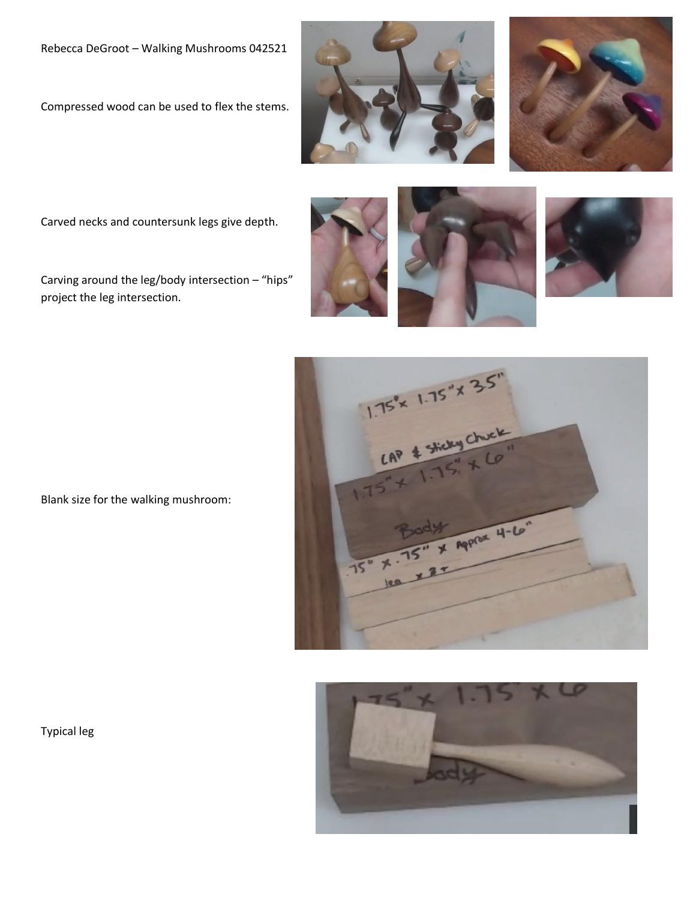Rebecca DeGroot – Walking Mushrooms 042521

Compressed wood can be used to flex the stems.

Carved necks and countersunk legs give depth.

Carving around the leg/body intersection – "hips" project the leg intersection.

Blank size for the walking mushroom:

Typical leg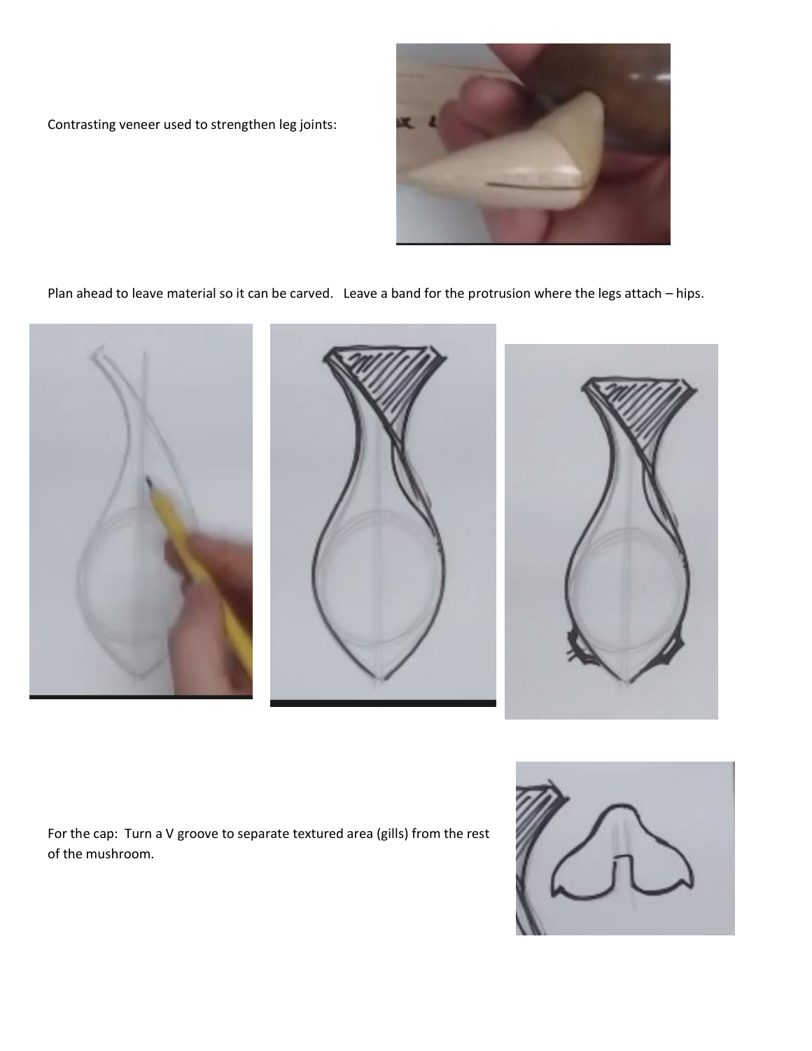Contrasting veneer used to strengthen leg joints:

Plan ahead to leave material so it can be carved. Leave a band for the protrusion where the legs attach – hips.

For the cap: Turn a V groove to separate textured area (gills) from the rest of the mushroom.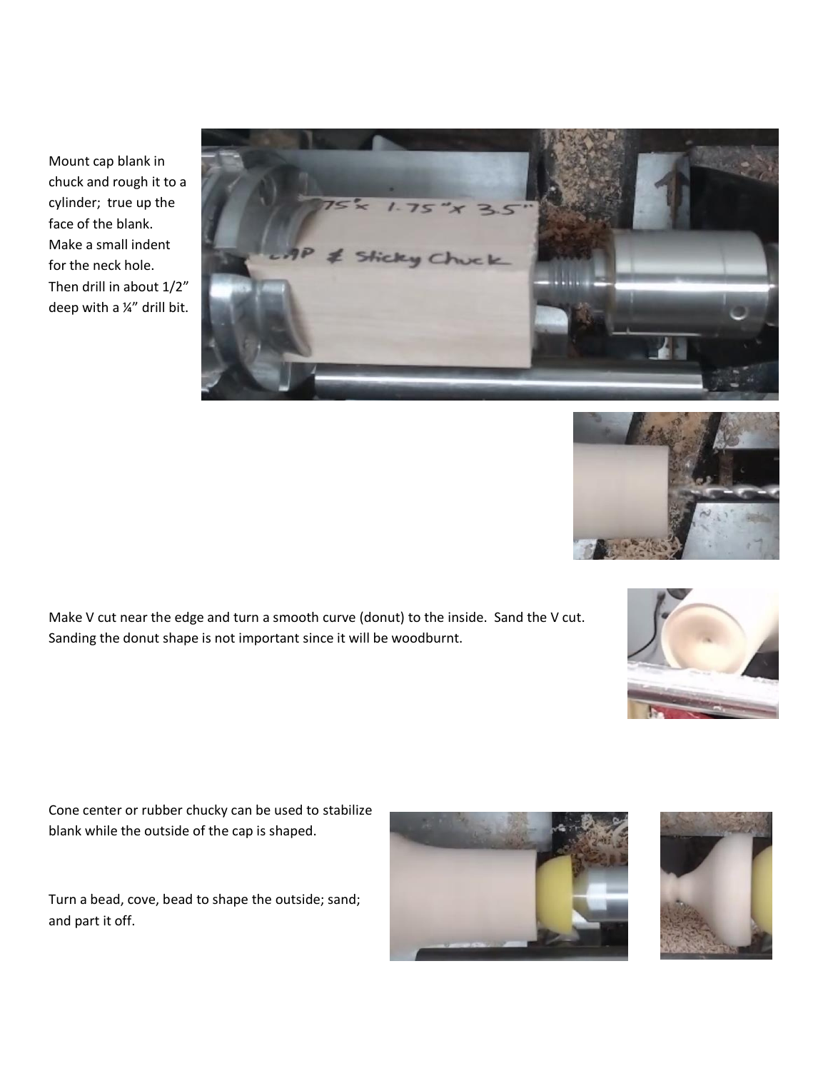Mount cap blank in chuck and rough it to a cylinder; true up the face of the blank. Make a small indent for the neck hole. Then drill in about 1/2" deep with a ¼" drill bit.

Make V cut near the edge and turn a smooth curve (donut) to the inside. Sand the V cut. Sanding the donut shape is not important since it will be woodburnt.

Cone center or rubber chucky can be used to stabilize blank while the outside of the cap is shaped.

Turn a bead, cove, bead to shape the outside; sand; and part it off.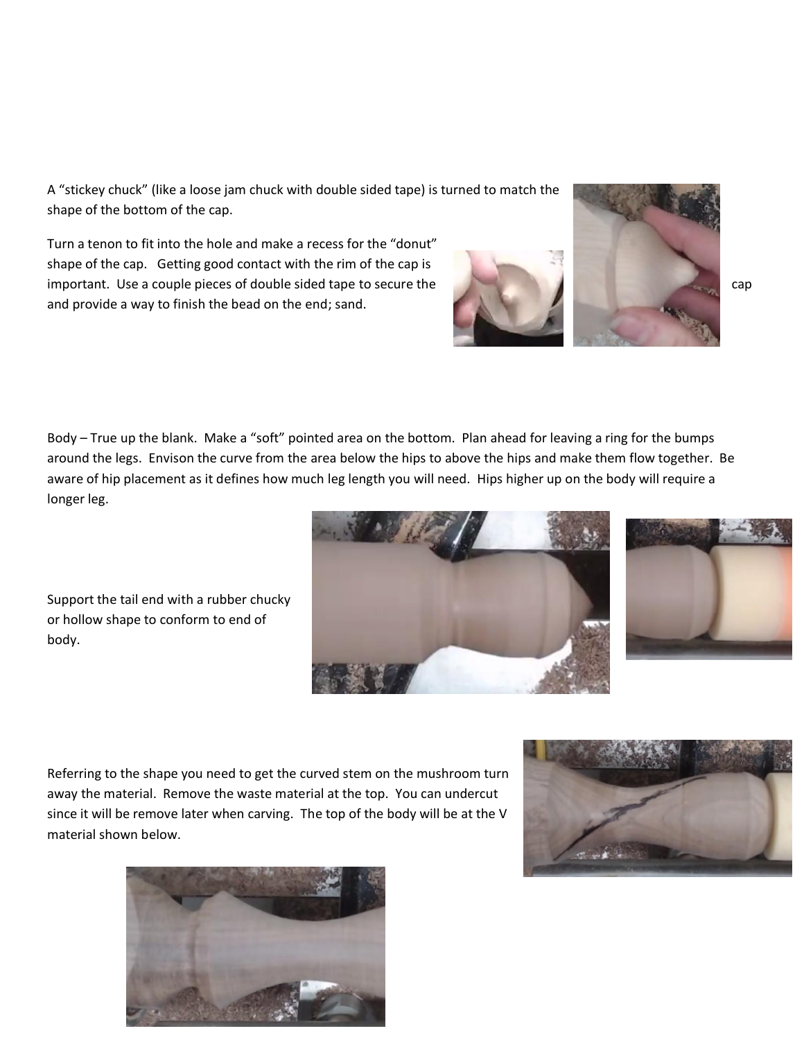A "stickey chuck" (like a loose jam chuck with double sided tape) is turned to match the shape of the bottom of the cap.

Turn a tenon to fit into the hole and make a recess for the "donut" shape of the cap. Getting good contact with the rim of the cap is important. Use a couple pieces of double sided tape to secure the cap and provide a way to finish the bead on the end; sand.

Body – True up the blank. Make a "soft" pointed area on the bottom. Plan ahead for leaving a ring for the bumps around the legs. Envison the curve from the area below the hips to above the hips and make them flow together. Be aware of hip placement as it defines how much leg length you will need. Hips higher up on the body will require a longer leg.

Support the tail end with a rubber chucky or hollow shape to conform to end of body.

Referring to the shape you need to get the curved stem on the mushroom turn away the material. Remove the waste material at the top. You can undercut since it will be remove later when carving. The top of the body will be at the V material shown below.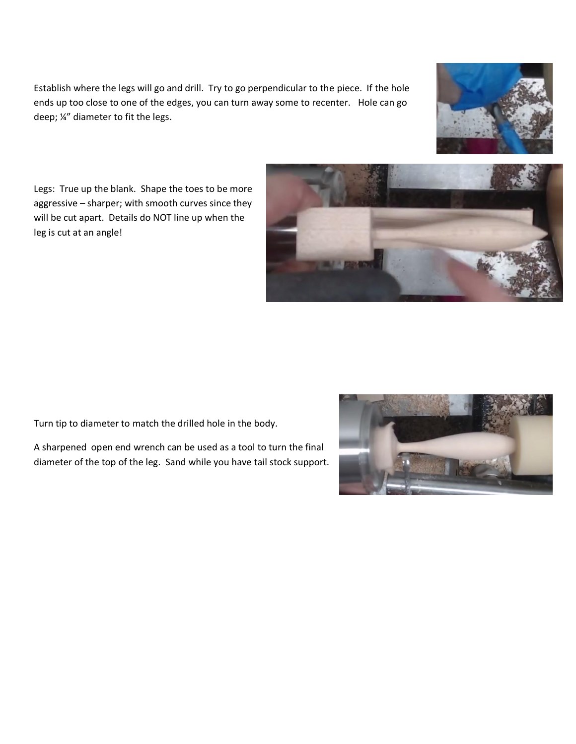Establish where the legs will go and drill. Try to go perpendicular to the piece. If the hole ends up too close to one of the edges, you can turn away some to recenter. Hole can go deep; ¼" diameter to fit the legs.

Legs: True up the blank. Shape the toes to be more aggressive – sharper; with smooth curves since they will be cut apart. Details do NOT line up when the leg is cut at an angle!

Turn tip to diameter to match the drilled hole in the body.

A sharpened open end wrench can be used as a tool to turn the final diameter of the top of the leg. Sand while you have tail stock support.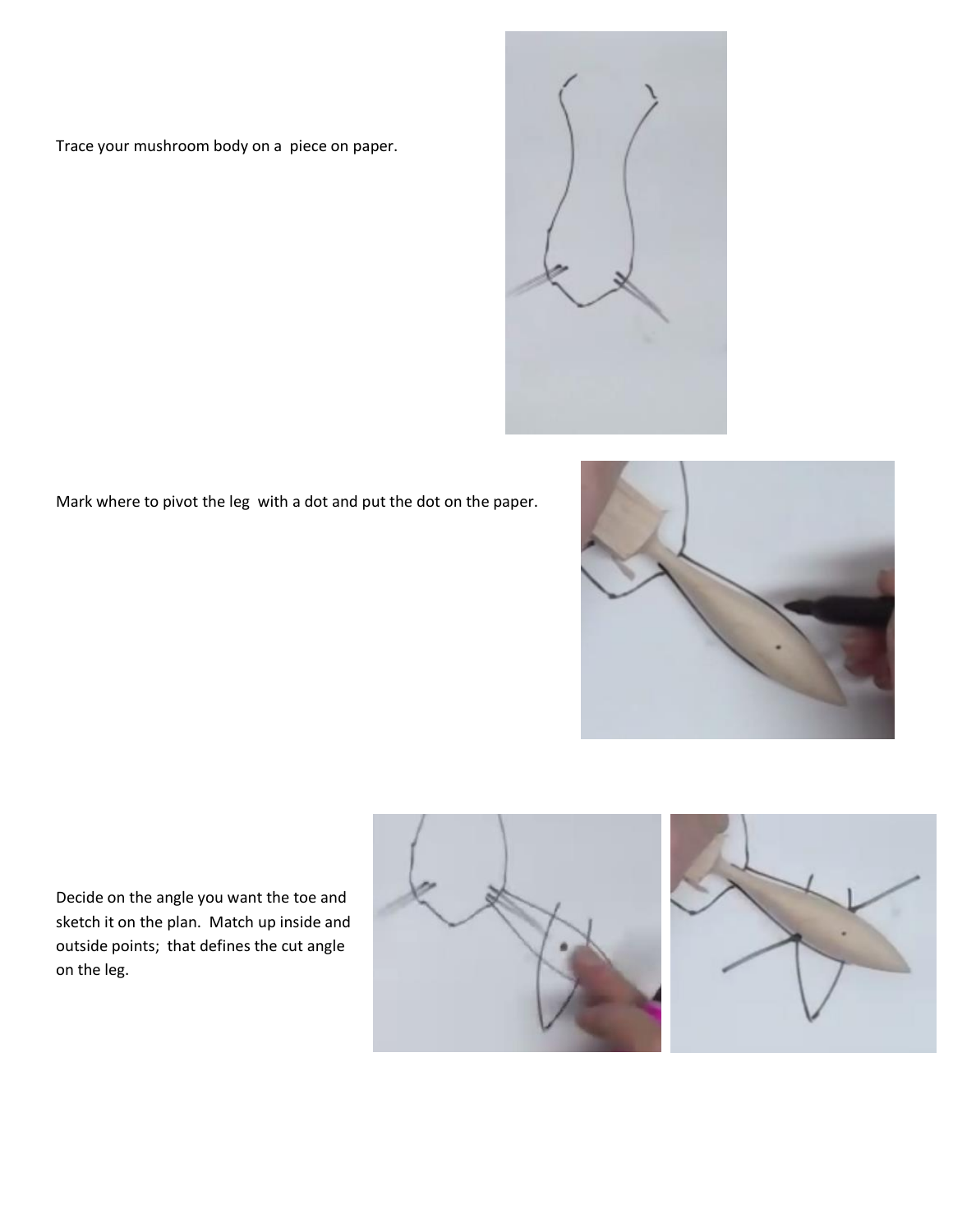Trace your mushroom body on a  piece on paper.

Mark where to pivot the leg  with a dot and put the dot on the paper.

Decide on the angle you want the toe and sketch it on the plan.  Match up inside and outside points;  that defines the cut angle on the leg.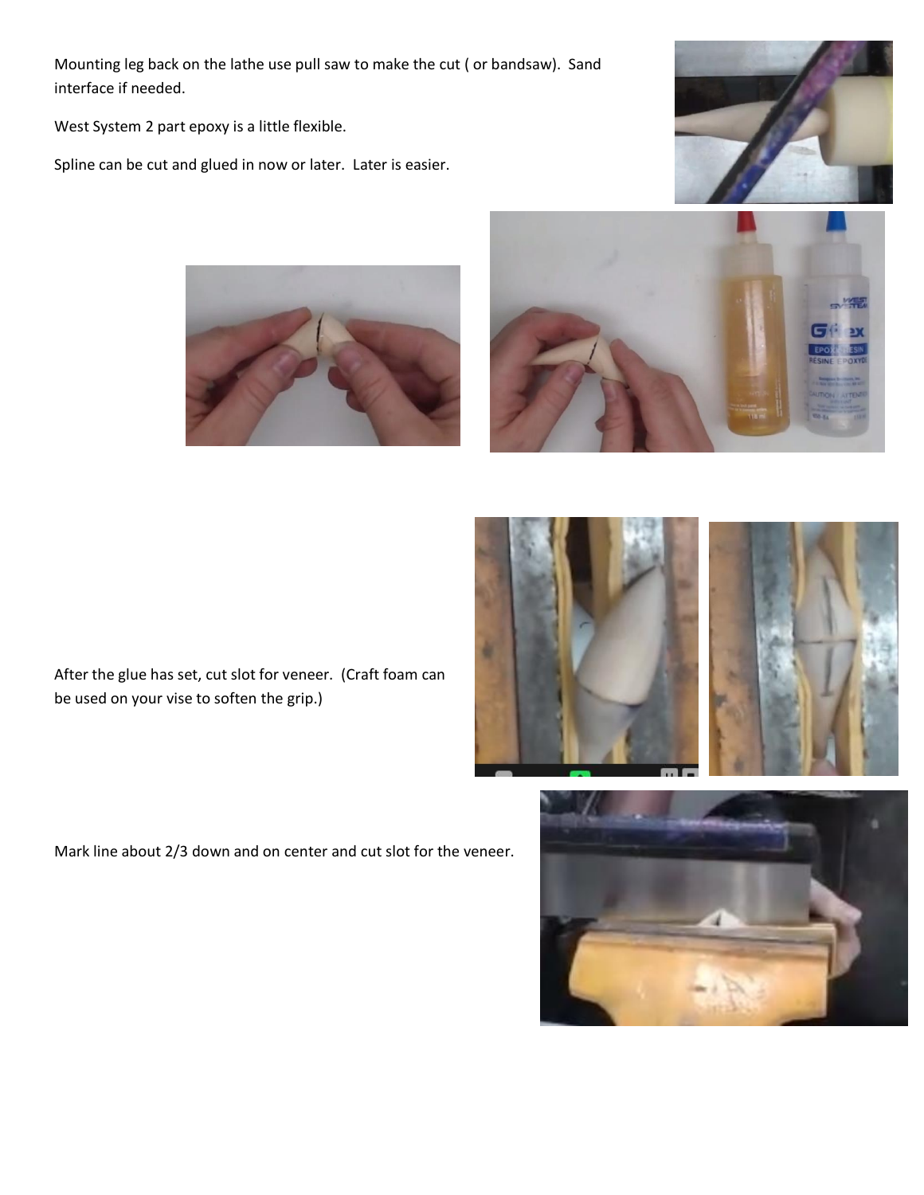Mounting leg back on the lathe use pull saw to make the cut ( or bandsaw). Sand interface if needed.

West System 2 part epoxy is a little flexible.

Spline can be cut and glued in now or later. Later is easier.

After the glue has set, cut slot for veneer. (Craft foam can be used on your vise to soften the grip.)

Mark line about 2/3 down and on center and cut slot for the veneer.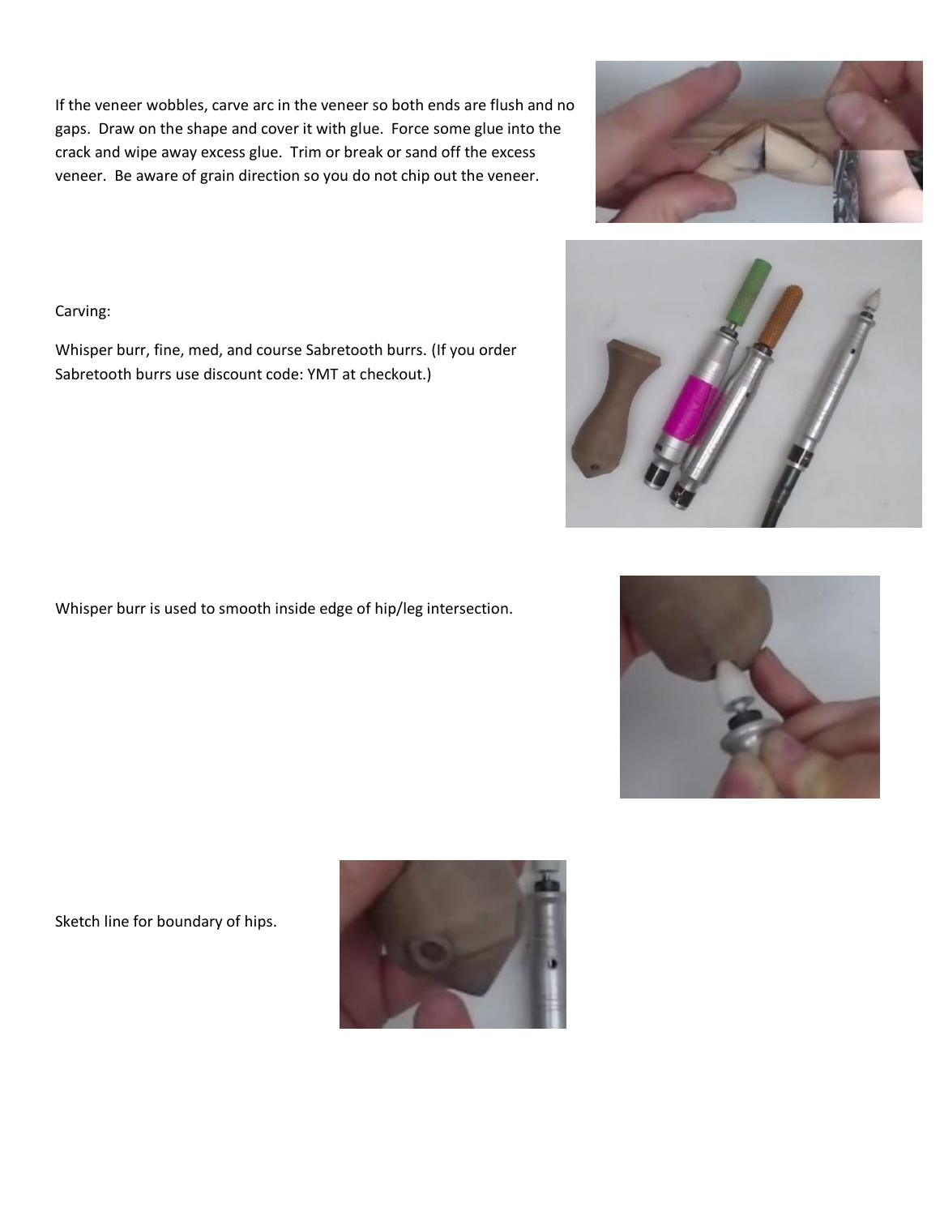If the veneer wobbles, carve arc in the veneer so both ends are flush and no gaps. Draw on the shape and cover it with glue. Force some glue into the crack and wipe away excess glue. Trim or break or sand off the excess veneer. Be aware of grain direction so you do not chip out the veneer.

Carving:

Whisper burr, fine, med, and course Sabretooth burrs. (If you order Sabretooth burrs use discount code: YMT at checkout.)

Whisper burr is used to smooth inside edge of hip/leg intersection.

Sketch line for boundary of hips.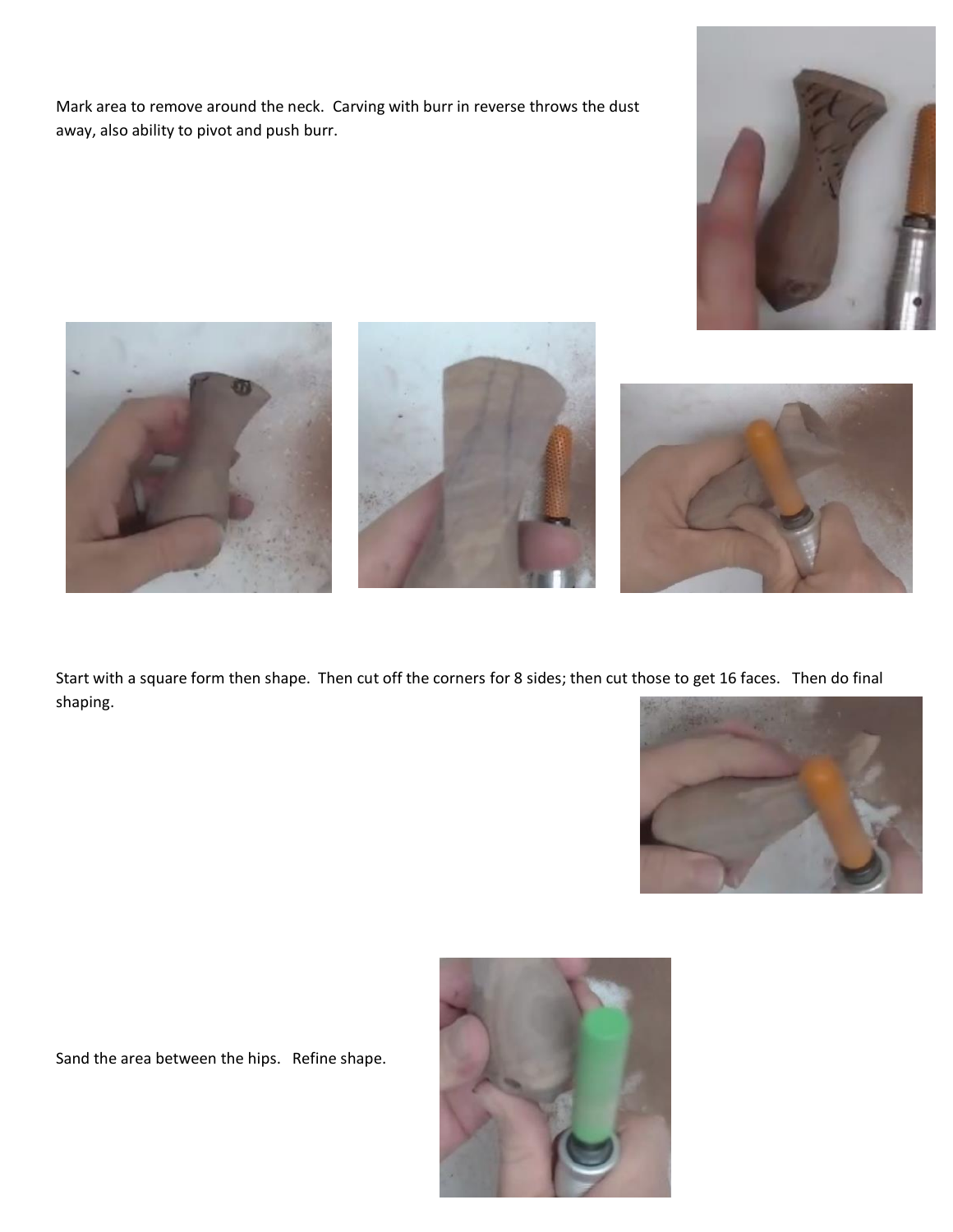Mark area to remove around the neck. Carving with burr in reverse throws the dust away, also ability to pivot and push burr.

Start with a square form then shape. Then cut off the corners for 8 sides; then cut those to get 16 faces. Then do final shaping.

Sand the area between the hips. Refine shape.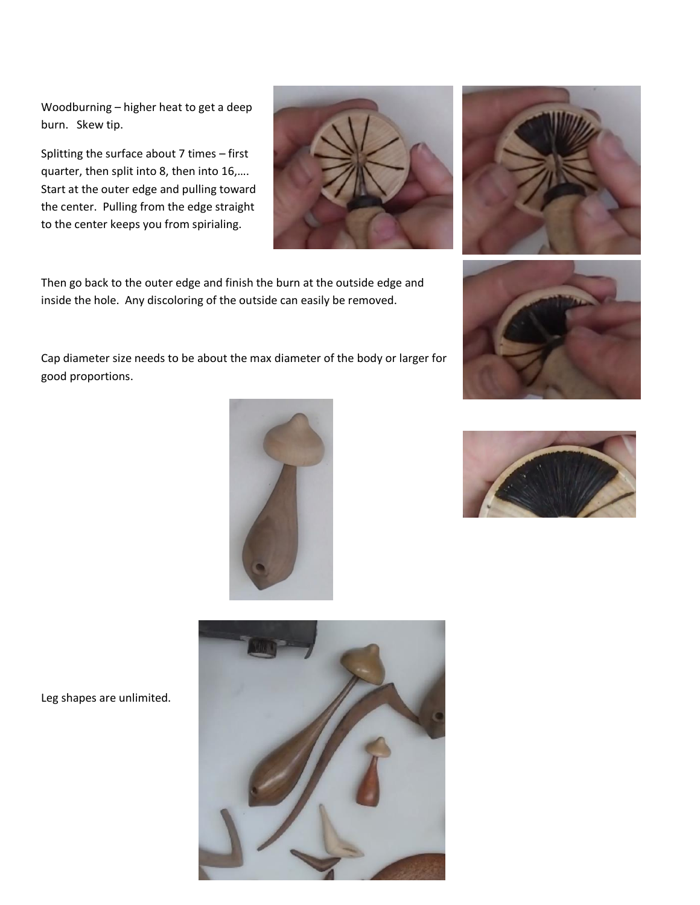Woodburning – higher heat to get a deep burn. Skew tip.

Splitting the surface about 7 times – first quarter, then split into 8, then into 16,…. Start at the outer edge and pulling toward the center. Pulling from the edge straight to the center keeps you from spiraling.

Then go back to the outer edge and finish the burn at the outside edge and inside the hole. Any discoloring of the outside can easily be removed.

Cap diameter size needs to be about the max diameter of the body or larger for good proportions.

Leg shapes are unlimited.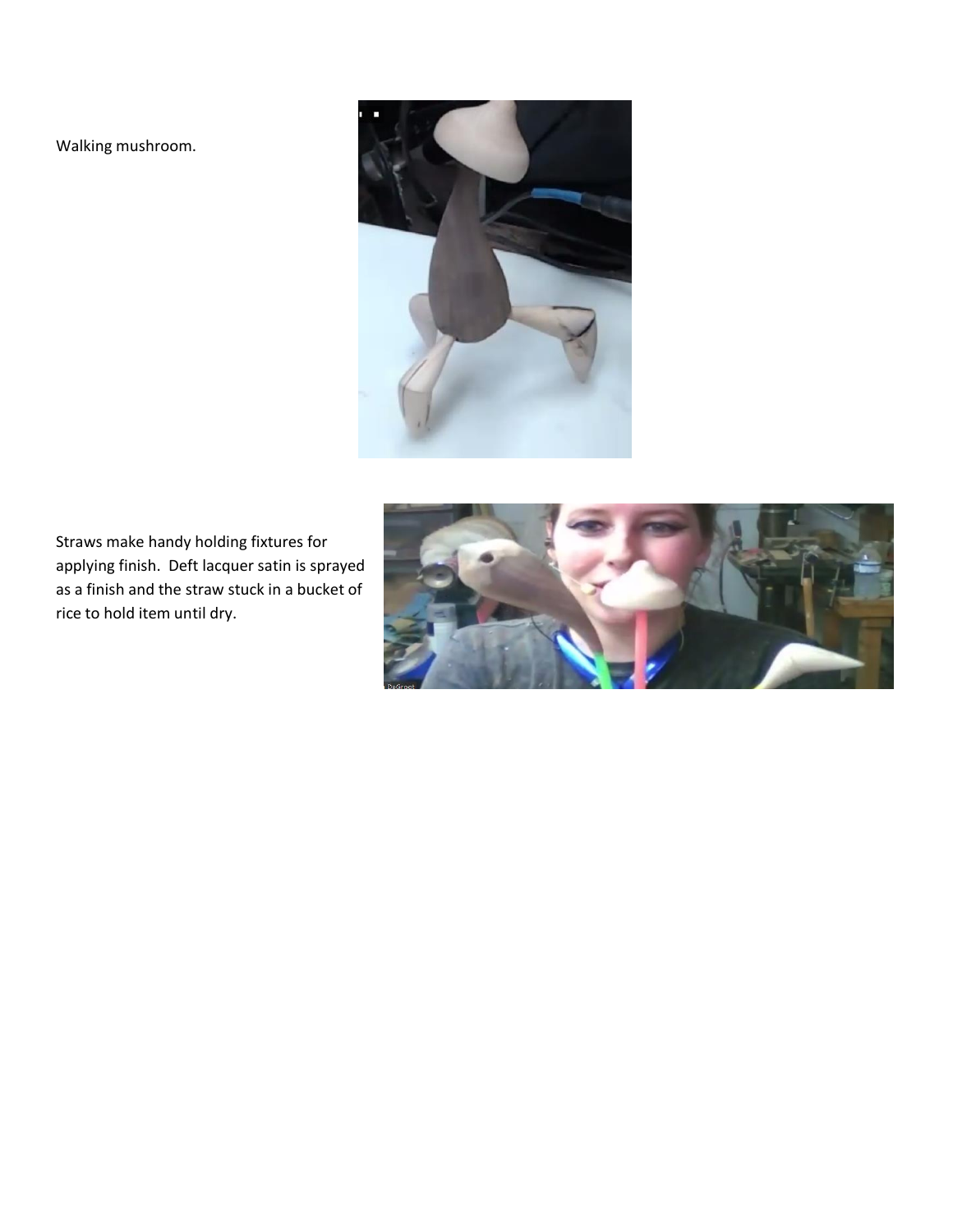Walking mushroom.

Straws make handy holding fixtures for applying finish. Deft lacquer satin is sprayed as a finish and the straw stuck in a bucket of rice to hold item until dry.